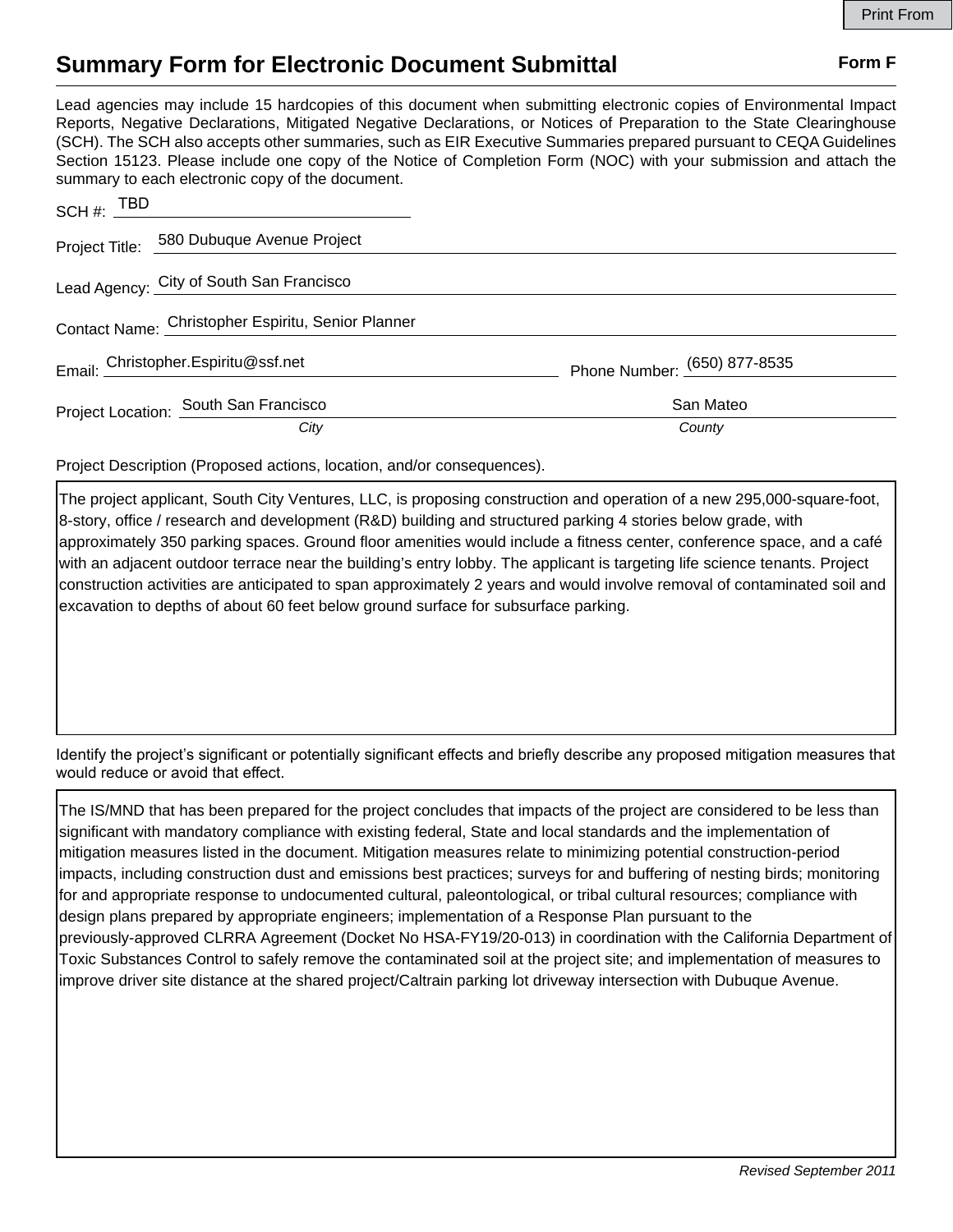# Summary Form for Electronic Document Submittal

**Form F**

Lead agencies may include 15 hardcopies of this document when submitting electronic copies of Environmental Impact Reports, Negative Declarations, Mitigated Negative Declarations, or Notices of Preparation to the State Clearinghouse (SCH). The SCH also accepts other summaries, such as EIR Executive Summaries prepared pursuant to CEQA Guidelines Section 15123. Please include one copy of the Notice of Completion Form (NOC) with your submission and attach the summary to each electronic copy of the document.

SCH #: TBD

Project Title: 580 Dubuque Avenue Project

Lead Agency: City of South San Francisco

Contact Name: Christopher Espiritu, Senior Planner

Email: Christopher.Espiritu@ssf.net　　Phone Number: (650) 877-8535

Project Location: South San Francisco (*City*)　　San Mateo (*County*)

Project Description (Proposed actions, location, and/or consequences).

The project applicant, South City Ventures, LLC, is proposing construction and operation of a new 295,000-square-foot, 8-story, office / research and development (R&D) building and structured parking 4 stories below grade, with approximately 350 parking spaces. Ground floor amenities would include a fitness center, conference space, and a café with an adjacent outdoor terrace near the building's entry lobby. The applicant is targeting life science tenants. Project construction activities are anticipated to span approximately 2 years and would involve removal of contaminated soil and excavation to depths of about 60 feet below ground surface for subsurface parking.

Identify the project's significant or potentially significant effects and briefly describe any proposed mitigation measures that would reduce or avoid that effect.

The IS/MND that has been prepared for the project concludes that impacts of the project are considered to be less than significant with mandatory compliance with existing federal, State and local standards and the implementation of mitigation measures listed in the document. Mitigation measures relate to minimizing potential construction-period impacts, including construction dust and emissions best practices; surveys for and buffering of nesting birds; monitoring for and appropriate response to undocumented cultural, paleontological, or tribal cultural resources; compliance with design plans prepared by appropriate engineers; implementation of a Response Plan pursuant to the previously-approved CLRRA Agreement (Docket No HSA-FY19/20-013) in coordination with the California Department of Toxic Substances Control to safely remove the contaminated soil at the project site; and implementation of measures to improve driver site distance at the shared project/Caltrain parking lot driveway intersection with Dubuque Avenue.

*Revised September 2011*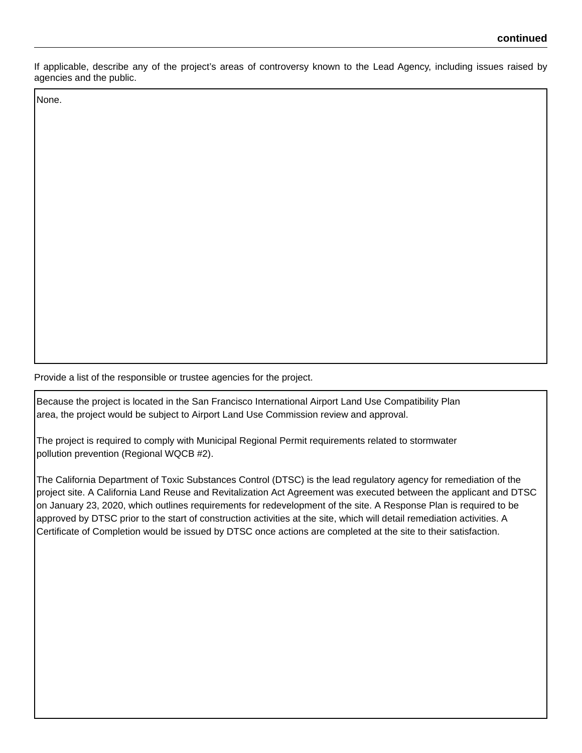**continued**

If applicable, describe any of the project's areas of controversy known to the Lead Agency, including issues raised by agencies and the public.

None.

Provide a list of the responsible or trustee agencies for the project.

Because the project is located in the San Francisco International Airport Land Use Compatibility Plan area, the project would be subject to Airport Land Use Commission review and approval.

The project is required to comply with Municipal Regional Permit requirements related to stormwater pollution prevention (Regional WQCB #2).

The California Department of Toxic Substances Control (DTSC) is the lead regulatory agency for remediation of the project site. A California Land Reuse and Revitalization Act Agreement was executed between the applicant and DTSC on January 23, 2020, which outlines requirements for redevelopment of the site. A Response Plan is required to be approved by DTSC prior to the start of construction activities at the site, which will detail remediation activities. A Certificate of Completion would be issued by DTSC once actions are completed at the site to their satisfaction.